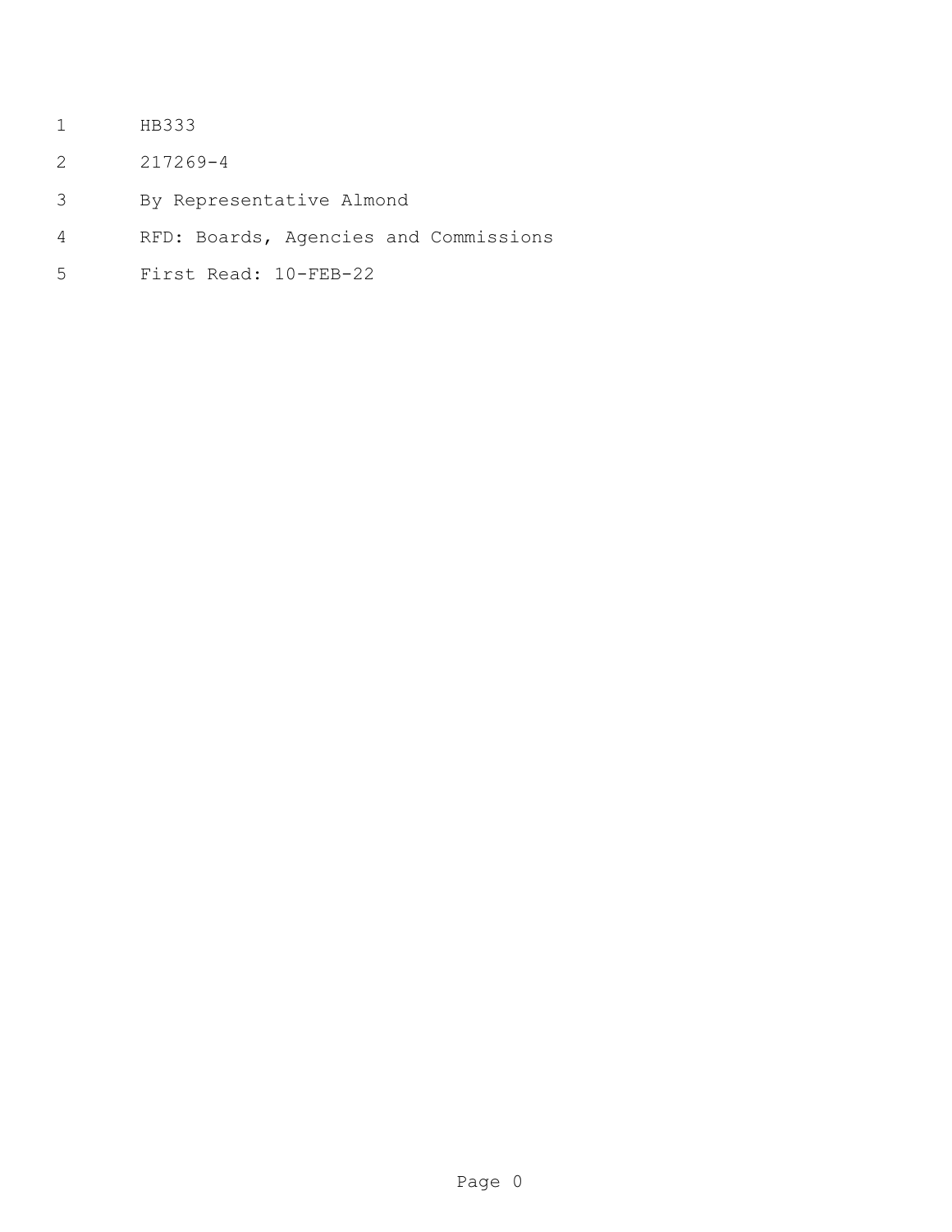HB333

217269-4

By Representative Almond

RFD: Boards, Agencies and Commissions

First Read: 10-FEB-22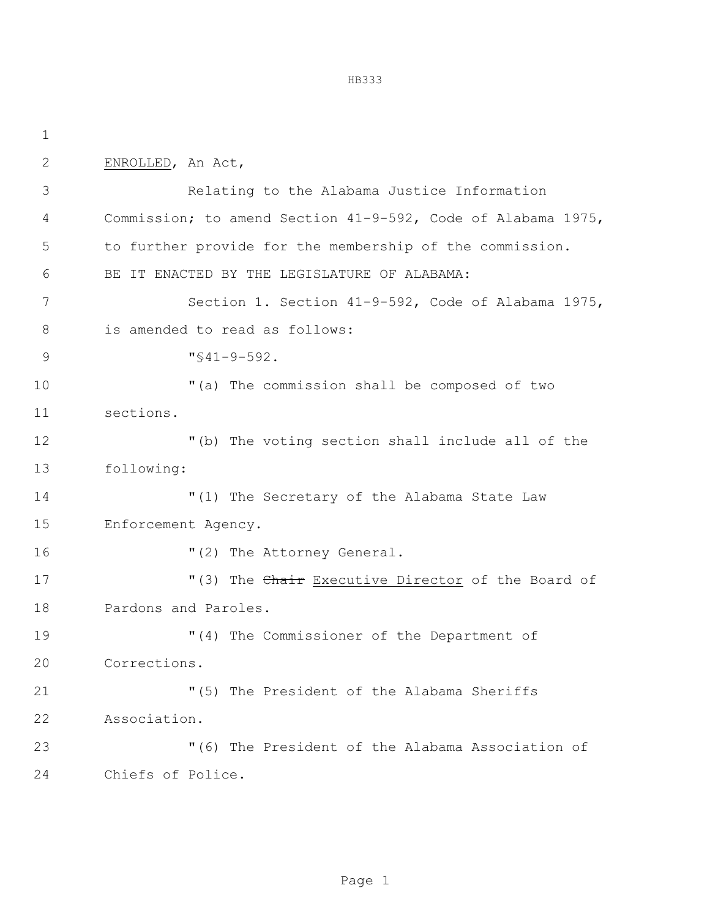HB333

ENROLLED, An Act,

Relating to the Alabama Justice Information Commission; to amend Section 41-9-592, Code of Alabama 1975, to further provide for the membership of the commission.

BE IT ENACTED BY THE LEGISLATURE OF ALABAMA:

Section 1. Section 41-9-592, Code of Alabama 1975, is amended to read as follows:

"§41-9-592.

"(a) The commission shall be composed of two sections.

"(b) The voting section shall include all of the following:

"(1) The Secretary of the Alabama State Law Enforcement Agency.

"(2) The Attorney General.

"(3) The ~~Chair~~ Executive Director of the Board of Pardons and Paroles.

"(4) The Commissioner of the Department of Corrections.

"(5) The President of the Alabama Sheriffs Association.

"(6) The President of the Alabama Association of Chiefs of Police.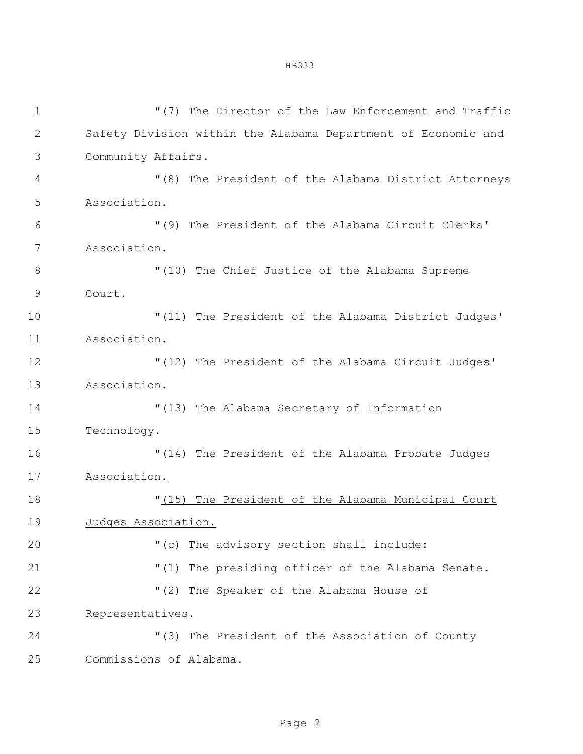"(7) The Director of the Law Enforcement and Traffic Safety Division within the Alabama Department of Economic and Community Affairs.

"(8) The President of the Alabama District Attorneys Association.

"(9) The President of the Alabama Circuit Clerks' Association.

"(10) The Chief Justice of the Alabama Supreme Court.

"(11) The President of the Alabama District Judges' Association.

"(12) The President of the Alabama Circuit Judges' Association.

"(13) The Alabama Secretary of Information Technology.

"<u>(14) The President of the Alabama Probate Judges Association.</u>

"<u>(15) The President of the Alabama Municipal Court Judges Association.</u>

"(c) The advisory section shall include:

"(1) The presiding officer of the Alabama Senate.

"(2) The Speaker of the Alabama House of Representatives.

"(3) The President of the Association of County Commissions of Alabama.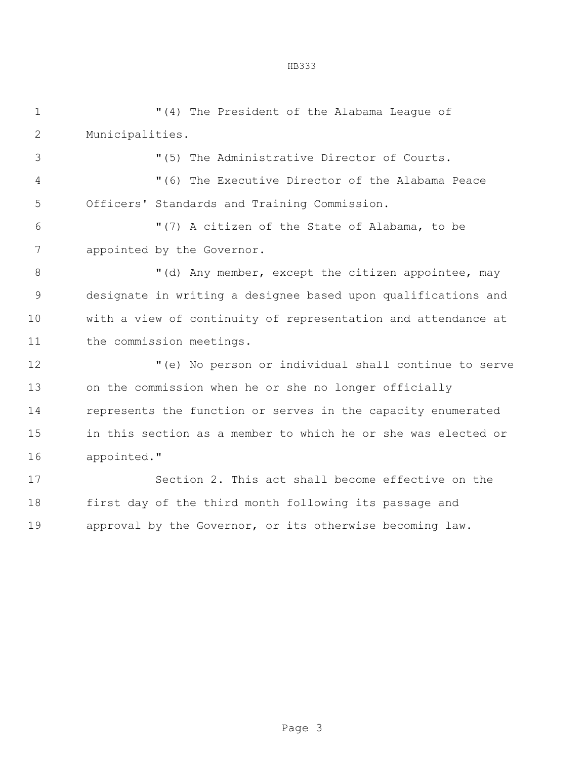"(4) The President of the Alabama League of Municipalities.

"(5) The Administrative Director of Courts.

"(6) The Executive Director of the Alabama Peace Officers' Standards and Training Commission.

"(7) A citizen of the State of Alabama, to be appointed by the Governor.

"(d) Any member, except the citizen appointee, may designate in writing a designee based upon qualifications and with a view of continuity of representation and attendance at the commission meetings.

"(e) No person or individual shall continue to serve on the commission when he or she no longer officially represents the function or serves in the capacity enumerated in this section as a member to which he or she was elected or appointed."

Section 2. This act shall become effective on the first day of the third month following its passage and approval by the Governor, or its otherwise becoming law.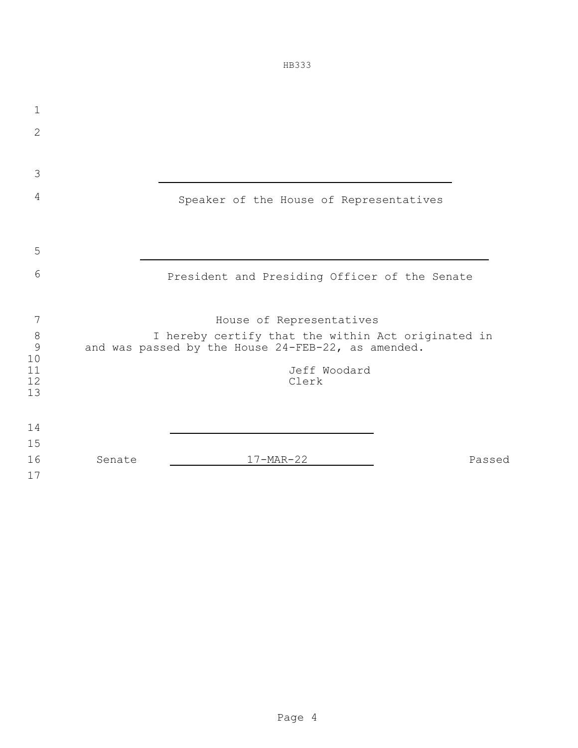\_\_\_\_\_\_\_\_\_\_\_\_\_\_\_\_\_\_\_\_\_\_\_\_\_\_\_\_\_\_\_\_\_\_\_\_\_\_\_\_

Speaker of the House of Representatives

\_\_\_\_\_\_\_\_\_\_\_\_\_\_\_\_\_\_\_\_\_\_\_\_\_\_\_\_\_\_\_\_\_\_\_\_\_\_\_\_

President and Presiding Officer of the Senate

House of Representatives

I hereby certify that the within Act originated in and was passed by the House 24-FEB-22, as amended.

Jeff Woodard
Clerk

\_\_\_\_\_\_\_\_\_\_\_\_\_\_\_\_\_\_\_\_\_\_\_\_\_\_\_\_\_\_

Senate 17-MAR-22 Passed